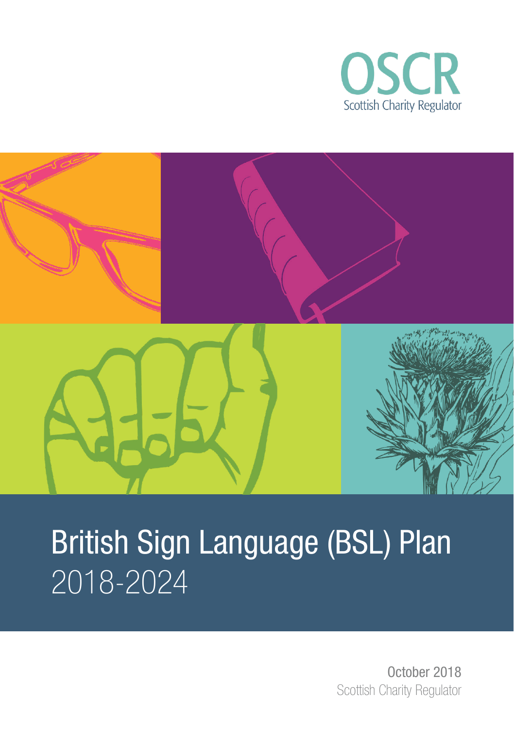OSCR

Scottish Charity Regulator

# British Sign Language (BSL) Plan

2018-2024

October 2018

Scottish Charity Regulator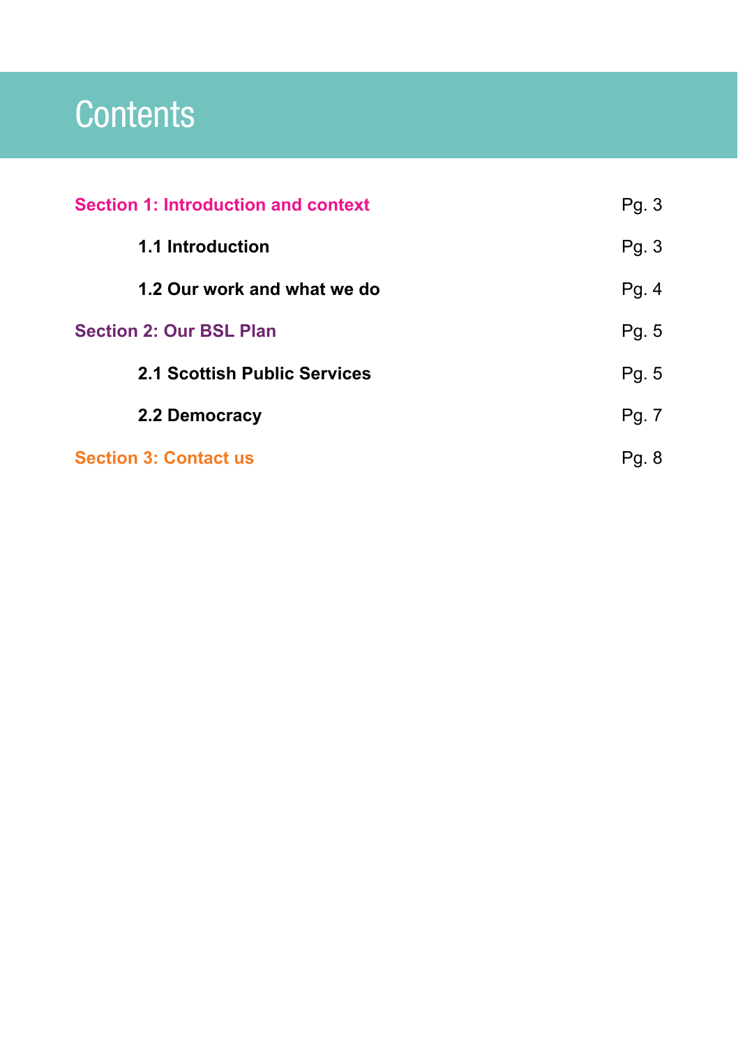# Contents

| | |
|---|---|
| **Section 1: Introduction and context** | Pg. 3 |
| **1.1 Introduction** | Pg. 3 |
| **1.2 Our work and what we do** | Pg. 4 |
| **Section 2: Our BSL Plan** | Pg. 5 |
| **2.1 Scottish Public Services** | Pg. 5 |
| **2.2 Democracy** | Pg. 7 |
| **Section 3: Contact us** | Pg. 8 |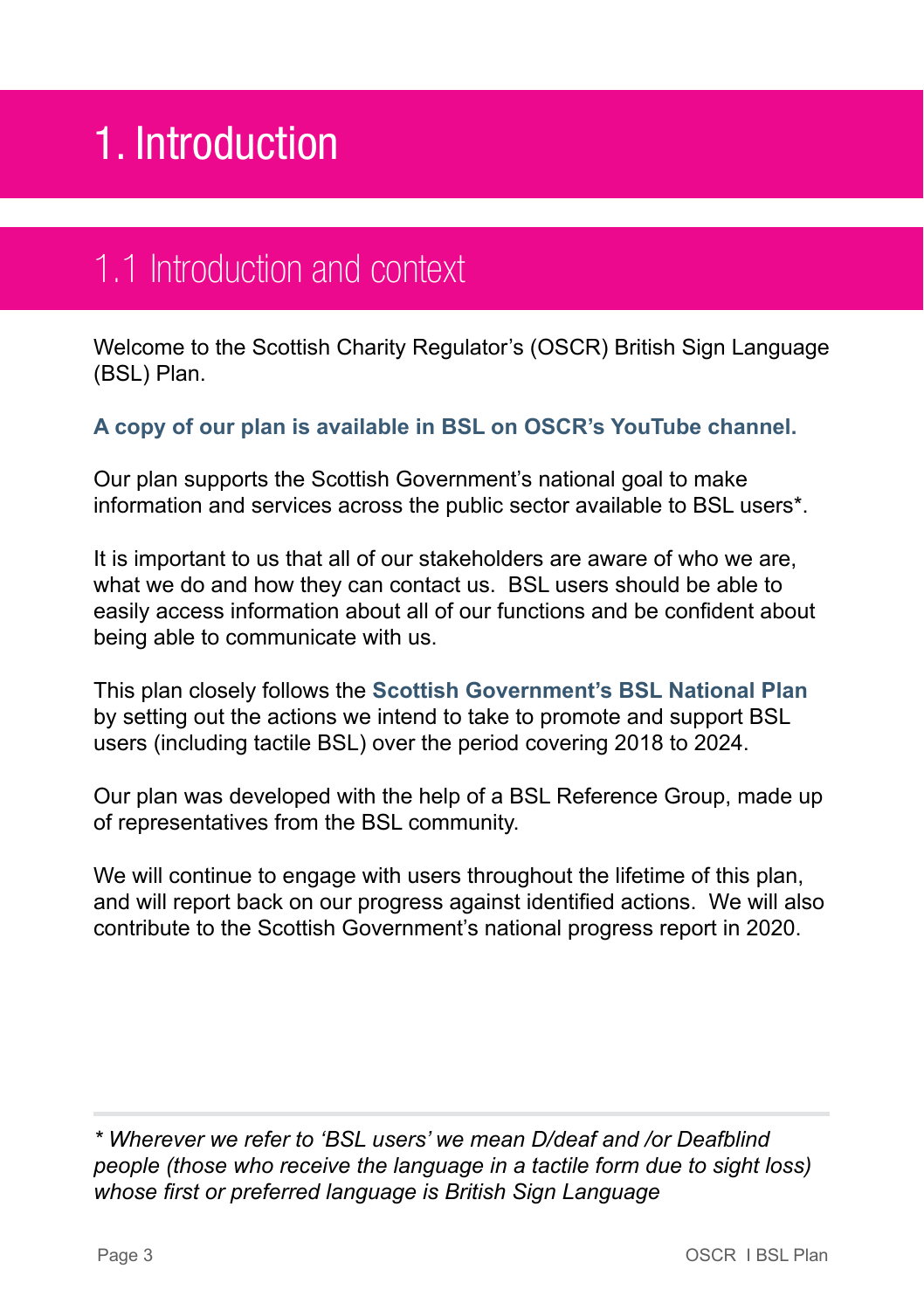# 1. Introduction

## 1.1 Introduction and context

Welcome to the Scottish Charity Regulator's (OSCR) British Sign Language (BSL) Plan.

**A copy of our plan is available in BSL on OSCR's YouTube channel.**

Our plan supports the Scottish Government's national goal to make information and services across the public sector available to BSL users*.

It is important to us that all of our stakeholders are aware of who we are, what we do and how they can contact us. BSL users should be able to easily access information about all of our functions and be confident about being able to communicate with us.

This plan closely follows the **Scottish Government's BSL National Plan** by setting out the actions we intend to take to promote and support BSL users (including tactile BSL) over the period covering 2018 to 2024.

Our plan was developed with the help of a BSL Reference Group, made up of representatives from the BSL community.

We will continue to engage with users throughout the lifetime of this plan, and will report back on our progress against identified actions. We will also contribute to the Scottish Government's national progress report in 2020.

---

*\* Wherever we refer to 'BSL users' we mean D/deaf and /or Deafblind people (those who receive the language in a tactile form due to sight loss) whose first or preferred language is British Sign Language*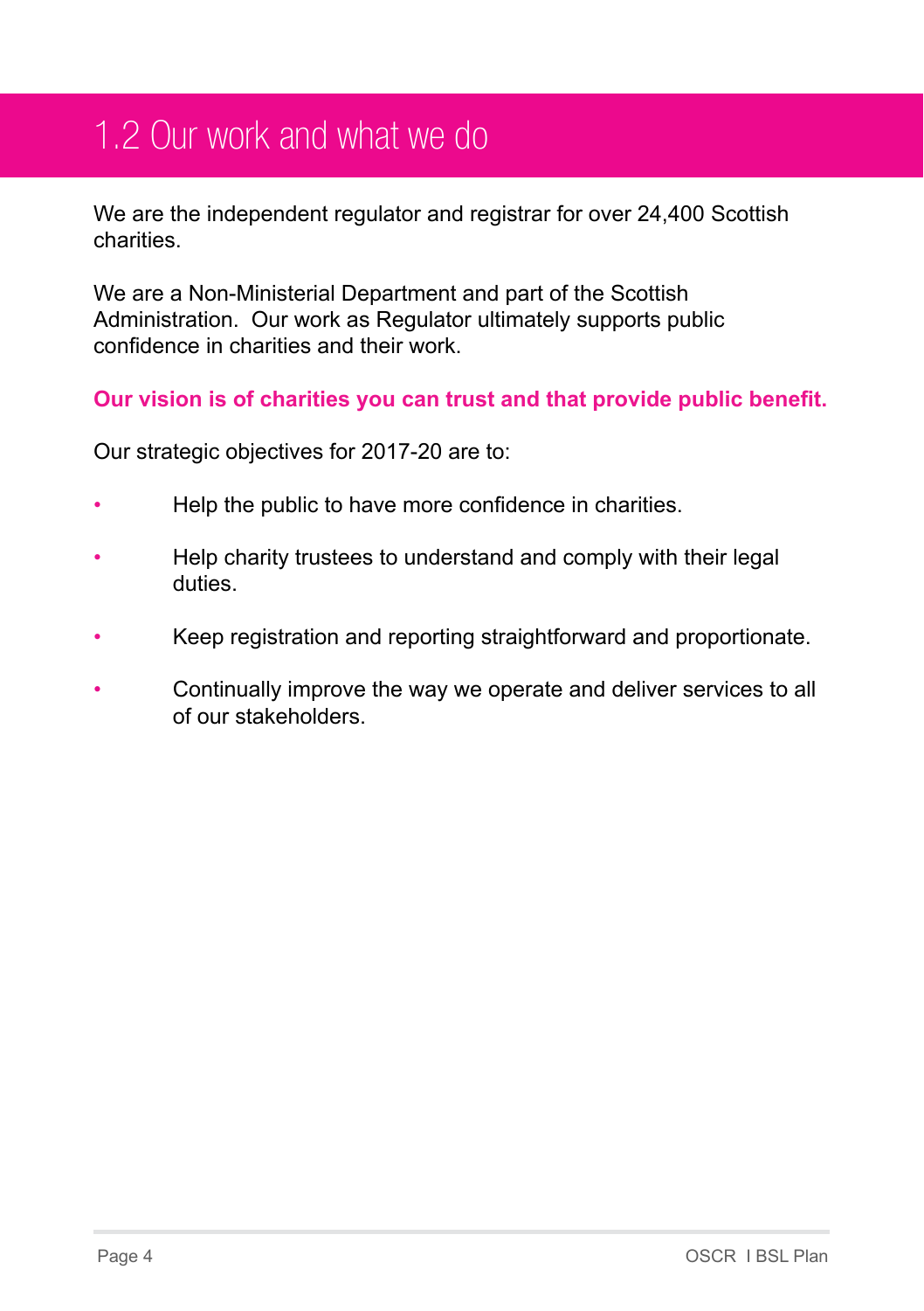## 1.2 Our work and what we do

We are the independent regulator and registrar for over 24,400 Scottish charities.

We are a Non-Ministerial Department and part of the Scottish Administration. Our work as Regulator ultimately supports public confidence in charities and their work.

**Our vision is of charities you can trust and that provide public benefit.**

Our strategic objectives for 2017-20 are to:

- Help the public to have more confidence in charities.
- Help charity trustees to understand and comply with their legal duties.
- Keep registration and reporting straightforward and proportionate.
- Continually improve the way we operate and deliver services to all of our stakeholders.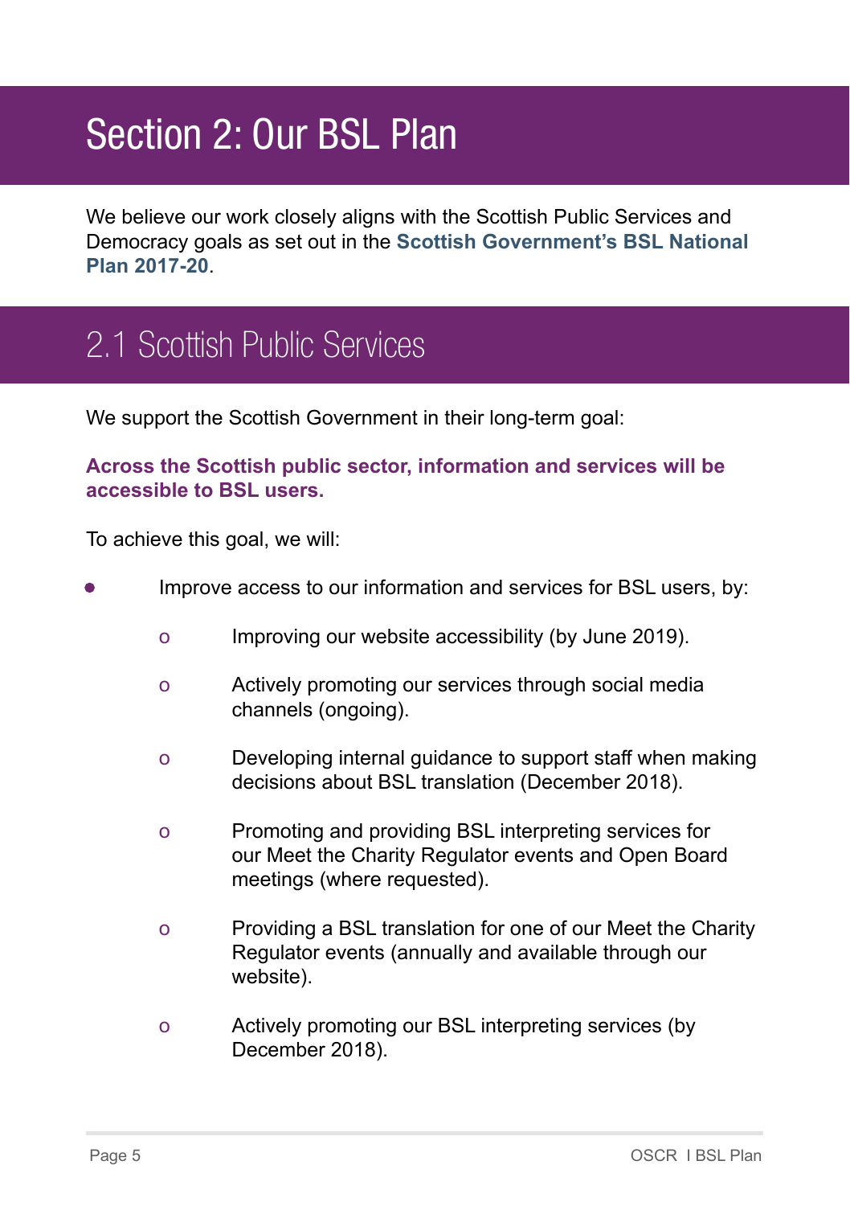# Section 2: Our BSL Plan

We believe our work closely aligns with the Scottish Public Services and Democracy goals as set out in the **Scottish Government's BSL National Plan 2017-20**.

## 2.1 Scottish Public Services

We support the Scottish Government in their long-term goal:

**Across the Scottish public sector, information and services will be accessible to BSL users.**

To achieve this goal, we will:

- Improve access to our information and services for BSL users, by:
  - Improving our website accessibility (by June 2019).
  - Actively promoting our services through social media channels (ongoing).
  - Developing internal guidance to support staff when making decisions about BSL translation (December 2018).
  - Promoting and providing BSL interpreting services for our Meet the Charity Regulator events and Open Board meetings (where requested).
  - Providing a BSL translation for one of our Meet the Charity Regulator events (annually and available through our website).
  - Actively promoting our BSL interpreting services (by December 2018).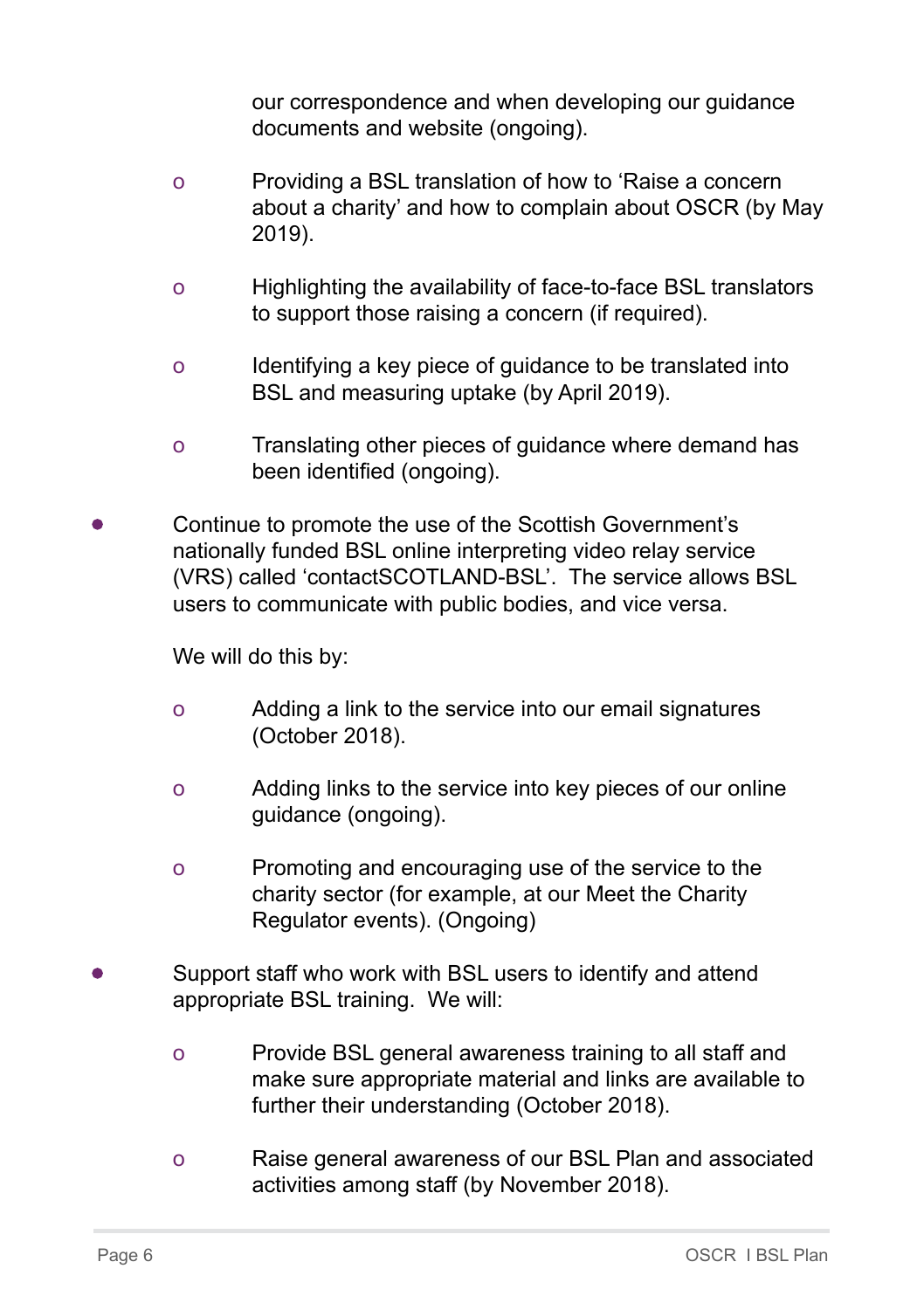our correspondence and when developing our guidance documents and website (ongoing).

  - Providing a BSL translation of how to 'Raise a concern about a charity' and how to complain about OSCR (by May 2019).

  - Highlighting the availability of face-to-face BSL translators to support those raising a concern (if required).

  - Identifying a key piece of guidance to be translated into BSL and measuring uptake (by April 2019).

  - Translating other pieces of guidance where demand has been identified (ongoing).

- Continue to promote the use of the Scottish Government's nationally funded BSL online interpreting video relay service (VRS) called 'contactSCOTLAND-BSL'. The service allows BSL users to communicate with public bodies, and vice versa.

  We will do this by:

  - Adding a link to the service into our email signatures (October 2018).

  - Adding links to the service into key pieces of our online guidance (ongoing).

  - Promoting and encouraging use of the service to the charity sector (for example, at our Meet the Charity Regulator events). (Ongoing)

- Support staff who work with BSL users to identify and attend appropriate BSL training. We will:

  - Provide BSL general awareness training to all staff and make sure appropriate material and links are available to further their understanding (October 2018).

  - Raise general awareness of our BSL Plan and associated activities among staff (by November 2018).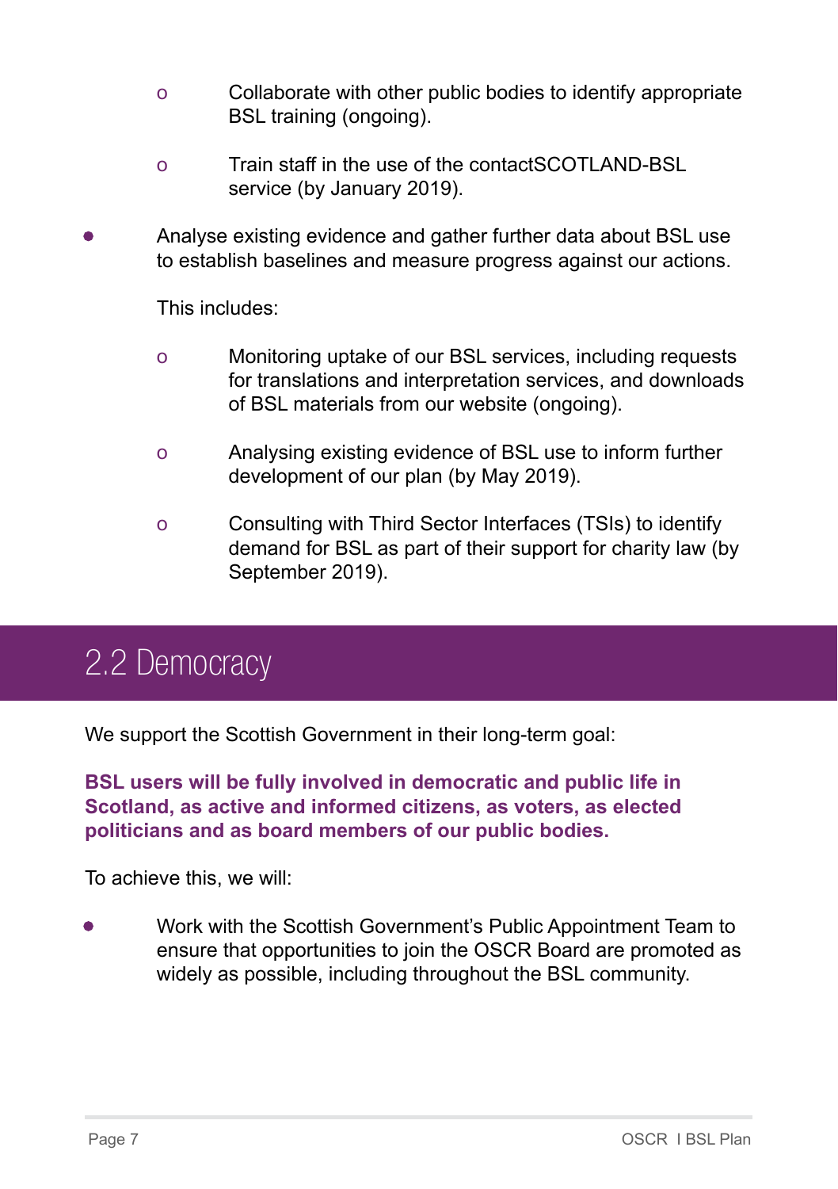- Collaborate with other public bodies to identify appropriate BSL training (ongoing).
    - Train staff in the use of the contactSCOTLAND-BSL service (by January 2019).

- Analyse existing evidence and gather further data about BSL use to establish baselines and measure progress against our actions.

  This includes:

    - Monitoring uptake of our BSL services, including requests for translations and interpretation services, and downloads of BSL materials from our website (ongoing).
    - Analysing existing evidence of BSL use to inform further development of our plan (by May 2019).
    - Consulting with Third Sector Interfaces (TSIs) to identify demand for BSL as part of their support for charity law (by September 2019).

## 2.2 Democracy

We support the Scottish Government in their long-term goal:

**BSL users will be fully involved in democratic and public life in Scotland, as active and informed citizens, as voters, as elected politicians and as board members of our public bodies.**

To achieve this, we will:

- Work with the Scottish Government's Public Appointment Team to ensure that opportunities to join the OSCR Board are promoted as widely as possible, including throughout the BSL community.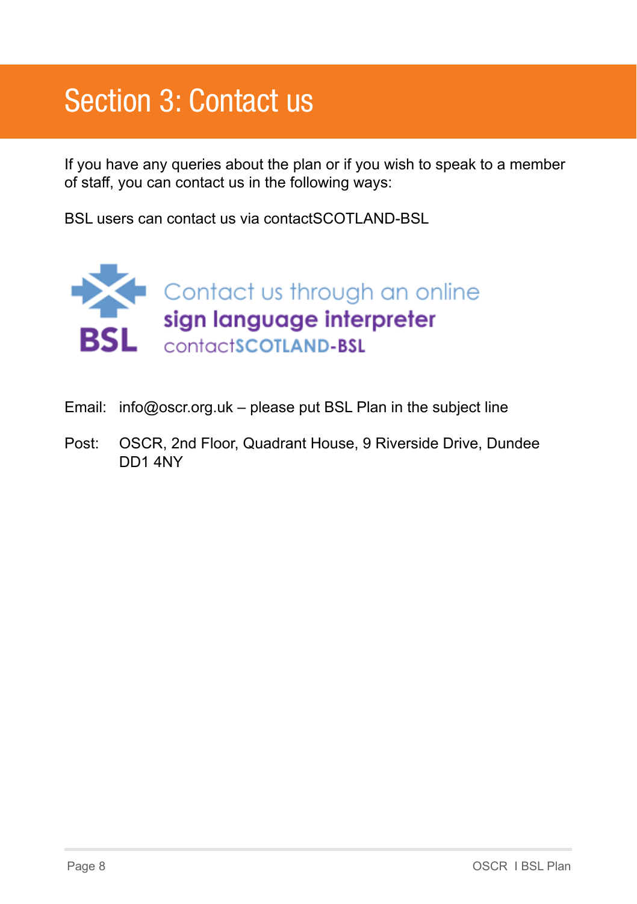# Section 3: Contact us

If you have any queries about the plan or if you wish to speak to a member of staff, you can contact us in the following ways:

BSL users can contact us via contactSCOTLAND-BSL

BSL Contact us through an online **sign language interpreter** contact**SCOTLAND-BSL**

Email: info@oscr.org.uk – please put BSL Plan in the subject line

Post: OSCR, 2nd Floor, Quadrant House, 9 Riverside Drive, Dundee DD1 4NY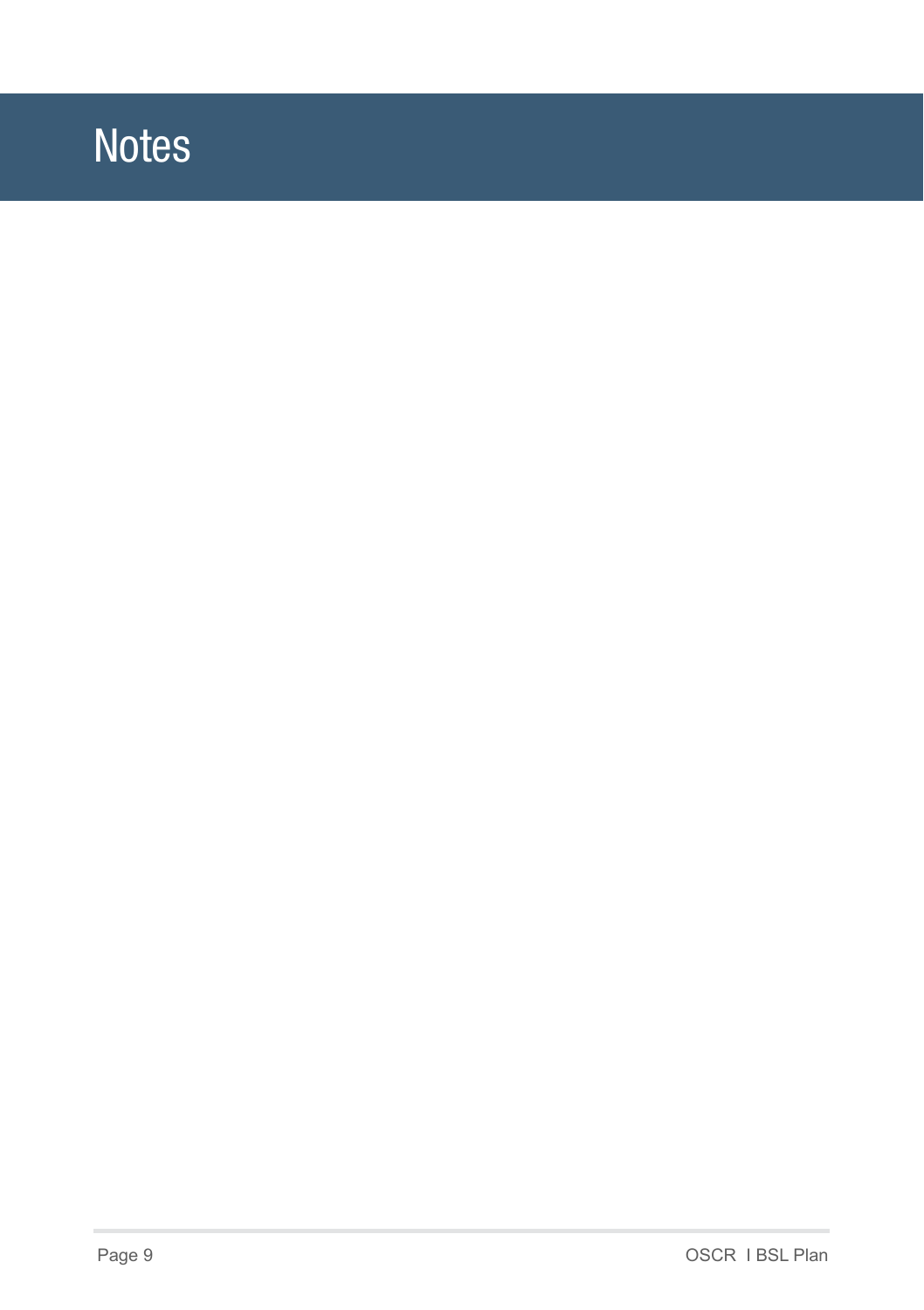# Notes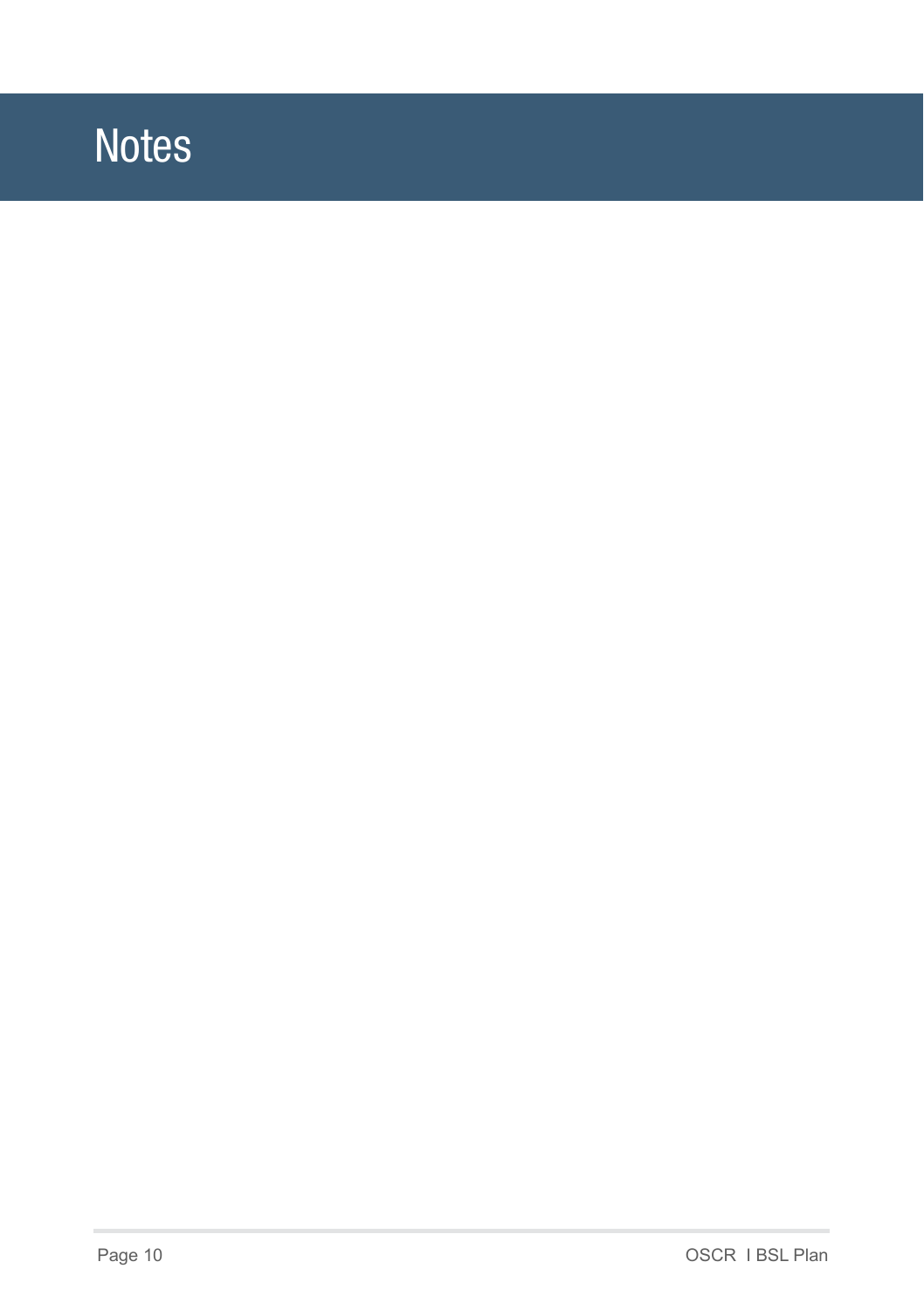# Notes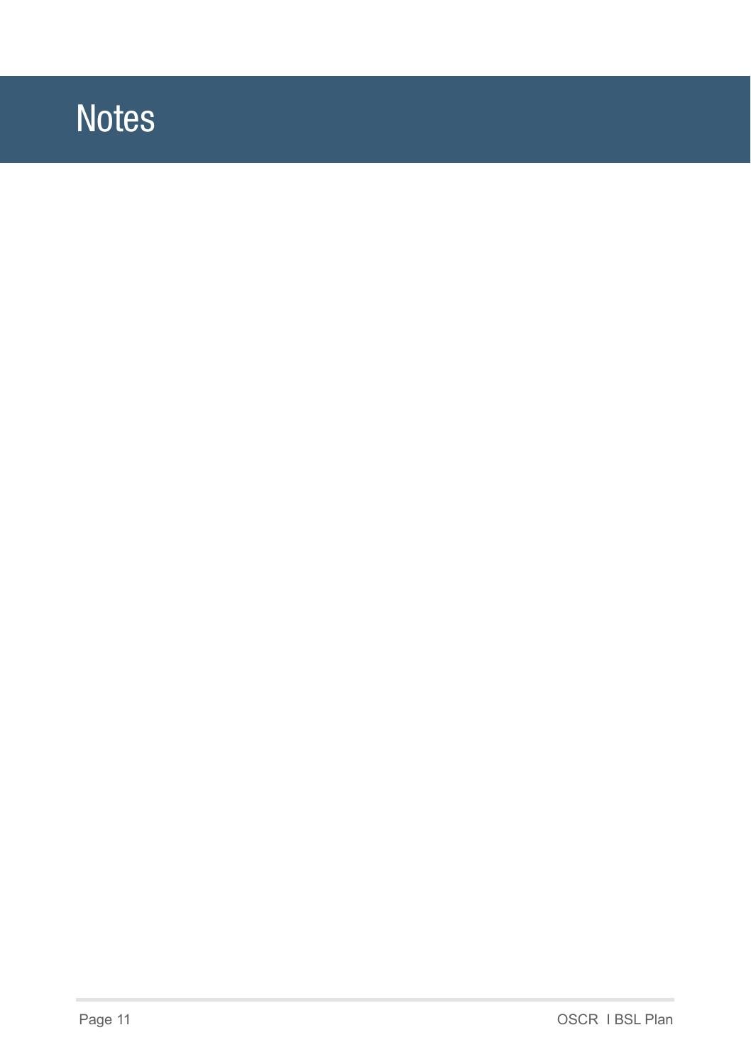# Notes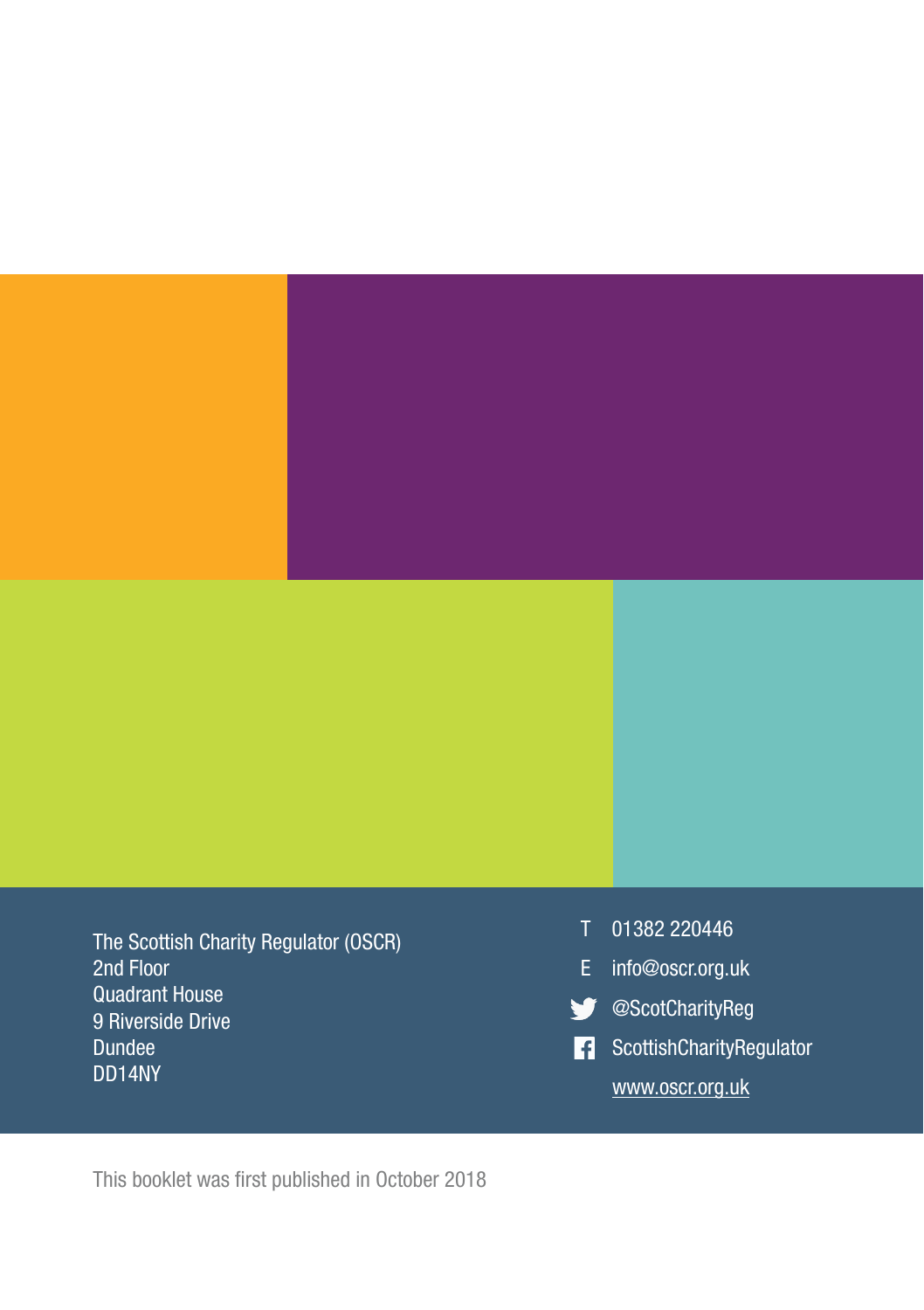The Scottish Charity Regulator (OSCR)
2nd Floor
Quadrant House
9 Riverside Drive
Dundee
DD14NY

T 01382 220446

E info@oscr.org.uk

@ScotCharityReg

ScottishCharityRegulator

www.oscr.org.uk

This booklet was first published in October 2018